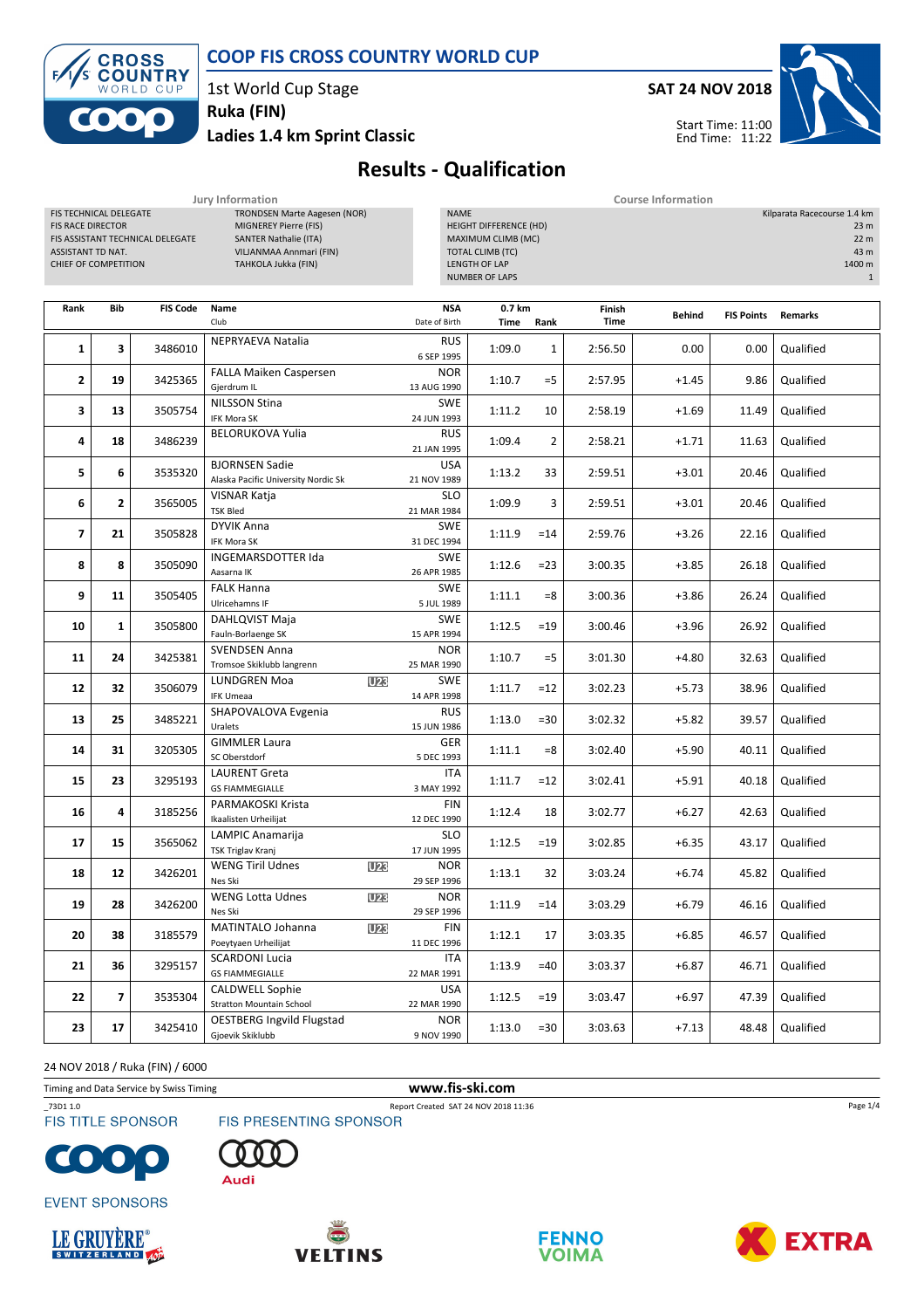# COOP FIS CROSS COUNTRY WORLD CUP

1st World Cup Stage
**Ruka (FIN)**
**Ladies 1.4 km Sprint Classic**

**SAT 24 NOV 2018**

Start Time: 11:00
End Time: 11:22

## Results - Qualification

### Jury Information

| | |
|---|---|
| FIS TECHNICAL DELEGATE | TRONDSEN Marte Aagesen (NOR) |
| FIS RACE DIRECTOR | MIGNEREY Pierre (FIS) |
| FIS ASSISTANT TECHNICAL DELEGATE | SANTER Nathalie (ITA) |
| ASSISTANT TD NAT. | VILJANMAA Annmari (FIN) |
| CHIEF OF COMPETITION | TAHKOLA Jukka (FIN) |

### Course Information

| | |
|---|---|
| NAME | Kilparata Racecourse 1.4 km |
| HEIGHT DIFFERENCE (HD) | 23 m |
| MAXIMUM CLIMB (MC) | 22 m |
| TOTAL CLIMB (TC) | 43 m |
| LENGTH OF LAP | 1400 m |
| NUMBER OF LAPS | 1 |

| Rank | Bib | FIS Code | Name / Club | | NSA / Date of Birth | 0.7 km Time | 0.7 km Rank | Finish Time | Behind | FIS Points | Remarks |
|---|---|---|---|---|---|---|---|---|---|---|---|
| 1 | 3 | 3486010 | NEPRYAEVA Natalia | | RUS 6 SEP 1995 | 1:09.0 | 1 | 2:56.50 | 0.00 | 0.00 | Qualified |
| 2 | 19 | 3425365 | FALLA Maiken Caspersen Gjerdrum IL | | NOR 13 AUG 1990 | 1:10.7 | =5 | 2:57.95 | +1.45 | 9.86 | Qualified |
| 3 | 13 | 3505754 | NILSSON Stina IFK Mora SK | | SWE 24 JUN 1993 | 1:11.2 | 10 | 2:58.19 | +1.69 | 11.49 | Qualified |
| 4 | 18 | 3486239 | BELORUKOVA Yulia | | RUS 21 JAN 1995 | 1:09.4 | 2 | 2:58.21 | +1.71 | 11.63 | Qualified |
| 5 | 6 | 3535320 | BJORNSEN Sadie Alaska Pacific University Nordic Sk | | USA 21 NOV 1989 | 1:13.2 | 33 | 2:59.51 | +3.01 | 20.46 | Qualified |
| 6 | 2 | 3565005 | VISNAR Katja TSK Bled | | SLO 21 MAR 1984 | 1:09.9 | 3 | 2:59.51 | +3.01 | 20.46 | Qualified |
| 7 | 21 | 3505828 | DYVIK Anna IFK Mora SK | | SWE 31 DEC 1994 | 1:11.9 | =14 | 2:59.76 | +3.26 | 22.16 | Qualified |
| 8 | 8 | 3505090 | INGEMARSDOTTER Ida Aasarna IK | | SWE 26 APR 1985 | 1:12.6 | =23 | 3:00.35 | +3.85 | 26.18 | Qualified |
| 9 | 11 | 3505405 | FALK Hanna Ulricehamns IF | | SWE 5 JUL 1989 | 1:11.1 | =8 | 3:00.36 | +3.86 | 26.24 | Qualified |
| 10 | 1 | 3505800 | DAHLQVIST Maja Fauln-Borlaenge SK | | SWE 15 APR 1994 | 1:12.5 | =19 | 3:00.46 | +3.96 | 26.92 | Qualified |
| 11 | 24 | 3425381 | SVENDSEN Anna Tromsoe Skiklubb langrenn | | NOR 25 MAR 1990 | 1:10.7 | =5 | 3:01.30 | +4.80 | 32.63 | Qualified |
| 12 | 32 | 3506079 | LUNDGREN Moa IFK Umeaa | U23 | SWE 14 APR 1998 | 1:11.7 | =12 | 3:02.23 | +5.73 | 38.96 | Qualified |
| 13 | 25 | 3485221 | SHAPOVALOVA Evgenia Uralets | | RUS 15 JUN 1986 | 1:13.0 | =30 | 3:02.32 | +5.82 | 39.57 | Qualified |
| 14 | 31 | 3205305 | GIMMLER Laura SC Oberstdorf | | GER 5 DEC 1993 | 1:11.1 | =8 | 3:02.40 | +5.90 | 40.11 | Qualified |
| 15 | 23 | 3295193 | LAURENT Greta GS FIAMMEGIALLE | | ITA 3 MAY 1992 | 1:11.7 | =12 | 3:02.41 | +5.91 | 40.18 | Qualified |
| 16 | 4 | 3185256 | PARMAKOSKI Krista Ikaalisten Urheilijat | | FIN 12 DEC 1990 | 1:12.4 | 18 | 3:02.77 | +6.27 | 42.63 | Qualified |
| 17 | 15 | 3565062 | LAMPIC Anamarija TSK Triglav Kranj | | SLO 17 JUN 1995 | 1:12.5 | =19 | 3:02.85 | +6.35 | 43.17 | Qualified |
| 18 | 12 | 3426201 | WENG Tiril Udnes Nes Ski | U23 | NOR 29 SEP 1996 | 1:13.1 | 32 | 3:03.24 | +6.74 | 45.82 | Qualified |
| 19 | 28 | 3426200 | WENG Lotta Udnes Nes Ski | U23 | NOR 29 SEP 1996 | 1:11.9 | =14 | 3:03.29 | +6.79 | 46.16 | Qualified |
| 20 | 38 | 3185579 | MATINTALO Johanna Poeytyaen Urheilijat | U23 | FIN 11 DEC 1996 | 1:12.1 | 17 | 3:03.35 | +6.85 | 46.57 | Qualified |
| 21 | 36 | 3295157 | SCARDONI Lucia GS FIAMMEGIALLE | | ITA 22 MAR 1991 | 1:13.9 | =40 | 3:03.37 | +6.87 | 46.71 | Qualified |
| 22 | 7 | 3535304 | CALDWELL Sophie Stratton Mountain School | | USA 22 MAR 1990 | 1:12.5 | =19 | 3:03.47 | +6.97 | 47.39 | Qualified |
| 23 | 17 | 3425410 | OESTBERG Ingvild Flugstad Gjoevik Skiklubb | | NOR 9 NOV 1990 | 1:13.0 | =30 | 3:03.63 | +7.13 | 48.48 | Qualified |

24 NOV 2018 / Ruka (FIN) / 6000

Timing and Data Service by Swiss Timing — www.fis-ski.com

_73D1 1.0 — Report Created SAT 24 NOV 2018 11:36

FIS TITLE SPONSOR: Coop — FIS PRESENTING SPONSOR: Audi

EVENT SPONSORS: Le Gruyère Switzerland AOP, Veltins, Fennovoima, Extra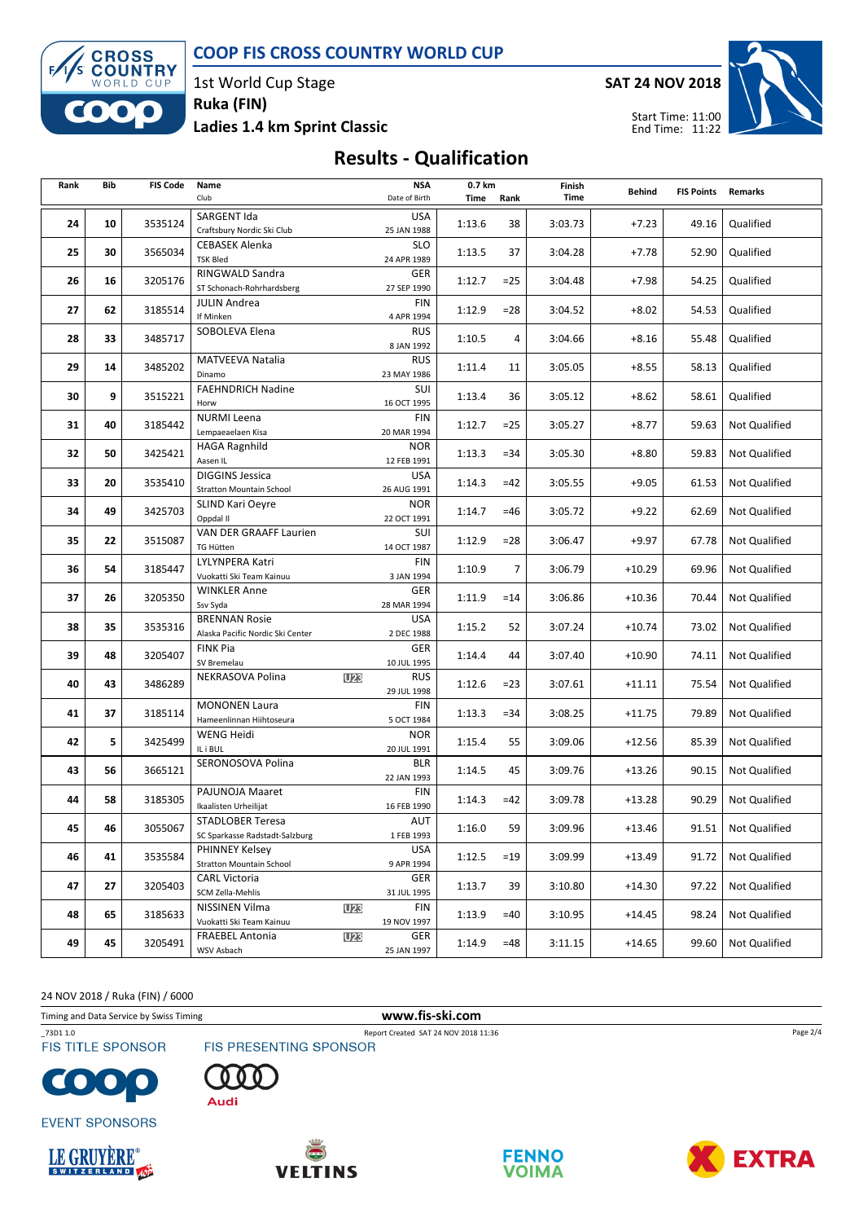COOP FIS CROSS COUNTRY WORLD CUP

1st World Cup Stage
**Ruka (FIN)**
**Ladies 1.4 km Sprint Classic**

**SAT 24 NOV 2018**

Start Time: 11:00
End Time: 11:22

# Results - Qualification

| Rank | Bib | FIS Code | Name / Club | | NSA / Date of Birth | 0.7 km Time | Rank | Finish Time | Behind | FIS Points | Remarks |
|---|---|---|---|---|---|---|---|---|---|---|---|
| 24 | 10 | 3535124 | SARGENT Ida / Craftsbury Nordic Ski Club | | USA / 25 JAN 1988 | 1:13.6 | 38 | 3:03.73 | +7.23 | 49.16 | Qualified |
| 25 | 30 | 3565034 | CEBASEK Alenka / TSK Bled | | SLO / 24 APR 1989 | 1:13.5 | 37 | 3:04.28 | +7.78 | 52.90 | Qualified |
| 26 | 16 | 3205176 | RINGWALD Sandra / ST Schonach-Rohrhardsberg | | GER / 27 SEP 1990 | 1:12.7 | =25 | 3:04.48 | +7.98 | 54.25 | Qualified |
| 27 | 62 | 3185514 | JULIN Andrea / If Minken | | FIN / 4 APR 1994 | 1:12.9 | =28 | 3:04.52 | +8.02 | 54.53 | Qualified |
| 28 | 33 | 3485717 | SOBOLEVA Elena | | RUS / 8 JAN 1992 | 1:10.5 | 4 | 3:04.66 | +8.16 | 55.48 | Qualified |
| 29 | 14 | 3485202 | MATVEEVA Natalia / Dinamo | | RUS / 23 MAY 1986 | 1:11.4 | 11 | 3:05.05 | +8.55 | 58.13 | Qualified |
| 30 | 9 | 3515221 | FAEHNDRICH Nadine / Horw | | SUI / 16 OCT 1995 | 1:13.4 | 36 | 3:05.12 | +8.62 | 58.61 | Qualified |
| 31 | 40 | 3185442 | NURMI Leena / Lempaeaelaen Kisa | | FIN / 20 MAR 1994 | 1:12.7 | =25 | 3:05.27 | +8.77 | 59.63 | Not Qualified |
| 32 | 50 | 3425421 | HAGA Ragnhild / Aasen IL | | NOR / 12 FEB 1991 | 1:13.3 | =34 | 3:05.30 | +8.80 | 59.83 | Not Qualified |
| 33 | 20 | 3535410 | DIGGINS Jessica / Stratton Mountain School | | USA / 26 AUG 1991 | 1:14.3 | =42 | 3:05.55 | +9.05 | 61.53 | Not Qualified |
| 34 | 49 | 3425703 | SLIND Kari Oeyre / Oppdal Il | | NOR / 22 OCT 1991 | 1:14.7 | =46 | 3:05.72 | +9.22 | 62.69 | Not Qualified |
| 35 | 22 | 3515087 | VAN DER GRAAFF Laurien / TG Hütten | | SUI / 14 OCT 1987 | 1:12.9 | =28 | 3:06.47 | +9.97 | 67.78 | Not Qualified |
| 36 | 54 | 3185447 | LYLYNPERA Katri / Vuokatti Ski Team Kainuu | | FIN / 3 JAN 1994 | 1:10.9 | 7 | 3:06.79 | +10.29 | 69.96 | Not Qualified |
| 37 | 26 | 3205350 | WINKLER Anne / Ssv Syda | | GER / 28 MAR 1994 | 1:11.9 | =14 | 3:06.86 | +10.36 | 70.44 | Not Qualified |
| 38 | 35 | 3535316 | BRENNAN Rosie / Alaska Pacific Nordic Ski Center | | USA / 2 DEC 1988 | 1:15.2 | 52 | 3:07.24 | +10.74 | 73.02 | Not Qualified |
| 39 | 48 | 3205407 | FINK Pia / SV Bremelau | | GER / 10 JUL 1995 | 1:14.4 | 44 | 3:07.40 | +10.90 | 74.11 | Not Qualified |
| 40 | 43 | 3486289 | NEKRASOVA Polina | U23 | RUS / 29 JUL 1998 | 1:12.6 | =23 | 3:07.61 | +11.11 | 75.54 | Not Qualified |
| 41 | 37 | 3185114 | MONONEN Laura / Hameenlinnan Hiihtoseura | | FIN / 5 OCT 1984 | 1:13.3 | =34 | 3:08.25 | +11.75 | 79.89 | Not Qualified |
| 42 | 5 | 3425499 | WENG Heidi / IL i BUL | | NOR / 20 JUL 1991 | 1:15.4 | 55 | 3:09.06 | +12.56 | 85.39 | Not Qualified |
| 43 | 56 | 3665121 | SERONOSOVA Polina | | BLR / 22 JAN 1993 | 1:14.5 | 45 | 3:09.76 | +13.26 | 90.15 | Not Qualified |
| 44 | 58 | 3185305 | PAJUNOJA Maaret / Ikaalisten Urheilijat | | FIN / 16 FEB 1990 | 1:14.3 | =42 | 3:09.78 | +13.28 | 90.29 | Not Qualified |
| 45 | 46 | 3055067 | STADLOBER Teresa / SC Sparkasse Radstadt-Salzburg | | AUT / 1 FEB 1993 | 1:16.0 | 59 | 3:09.96 | +13.46 | 91.51 | Not Qualified |
| 46 | 41 | 3535584 | PHINNEY Kelsey / Stratton Mountain School | | USA / 9 APR 1994 | 1:12.5 | =19 | 3:09.99 | +13.49 | 91.72 | Not Qualified |
| 47 | 27 | 3205403 | CARL Victoria / SCM Zella-Mehlis | | GER / 31 JUL 1995 | 1:13.7 | 39 | 3:10.80 | +14.30 | 97.22 | Not Qualified |
| 48 | 65 | 3185633 | NISSINEN Vilma / Vuokatti Ski Team Kainuu | U23 | FIN / 19 NOV 1997 | 1:13.9 | =40 | 3:10.95 | +14.45 | 98.24 | Not Qualified |
| 49 | 45 | 3205491 | FRAEBEL Antonia / WSV Asbach | U23 | GER / 25 JAN 1997 | 1:14.9 | =48 | 3:11.15 | +14.65 | 99.60 | Not Qualified |

24 NOV 2018 / Ruka (FIN) / 6000

Timing and Data Service by Swiss Timing — www.fis-ski.com

_73D1 1.0 — Report Created SAT 24 NOV 2018 11:36

FIS TITLE SPONSOR: COOP — FIS PRESENTING SPONSOR: Audi

EVENT SPONSORS: LE GRUYÈRE, VELTINS, FENNOVOIMA, EXTRA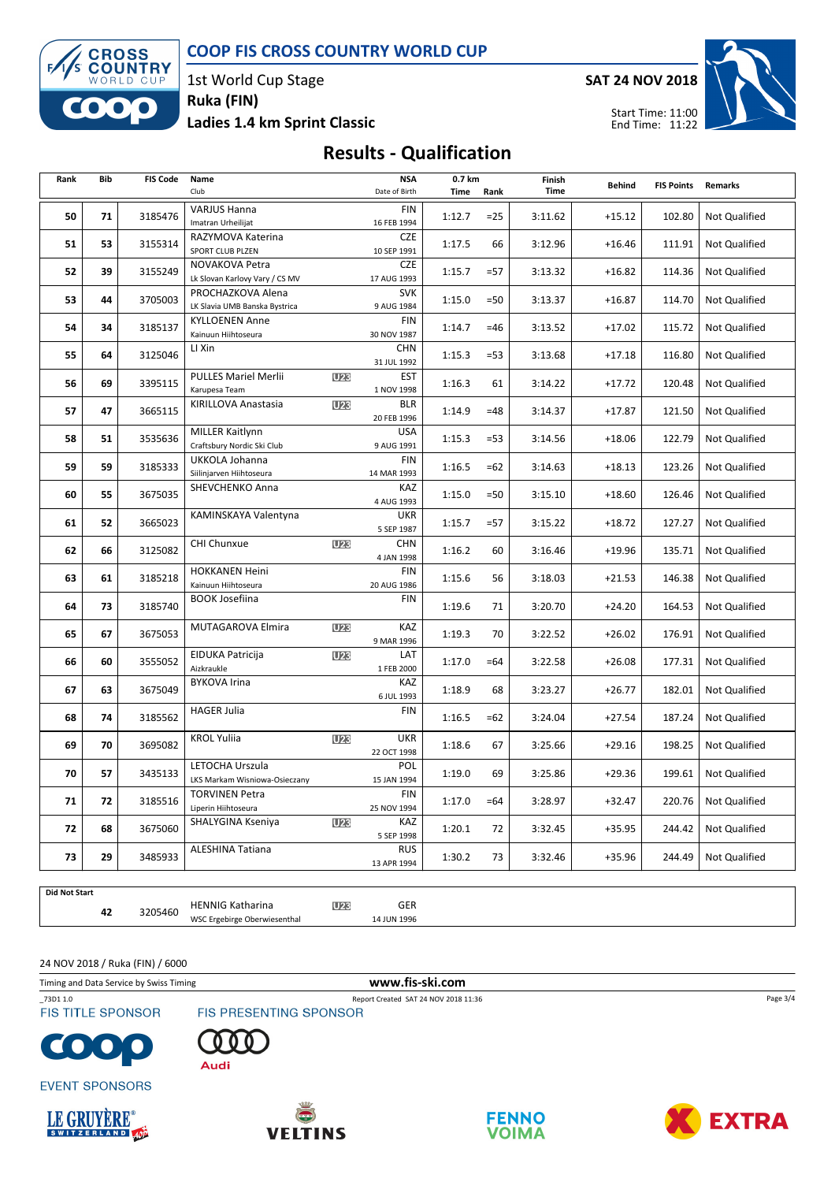# COOP FIS CROSS COUNTRY WORLD CUP

1st World Cup Stage
Ruka (FIN)
Ladies 1.4 km Sprint Classic

SAT 24 NOV 2018

Start Time: 11:00
End Time: 11:22

## Results - Qualification

| Rank | Bib | FIS Code | Name / Club | | NSA / Date of Birth | 0.7 km Time | 0.7 km Rank | Finish Time | Behind | FIS Points | Remarks |
|---|---|---|---|---|---|---|---|---|---|---|---|
| 50 | 71 | 3185476 | VARJUS Hanna<br>Imatran Urheilijat | | FIN<br>16 FEB 1994 | 1:12.7 | =25 | 3:11.62 | +15.12 | 102.80 | Not Qualified |
| 51 | 53 | 3155314 | RAZYMOVA Katerina<br>SPORT CLUB PLZEN | | CZE<br>10 SEP 1991 | 1:17.5 | 66 | 3:12.96 | +16.46 | 111.91 | Not Qualified |
| 52 | 39 | 3155249 | NOVAKOVA Petra<br>Lk Slovan Karlovy Vary / CS MV | | CZE<br>17 AUG 1993 | 1:15.7 | =57 | 3:13.32 | +16.82 | 114.36 | Not Qualified |
| 53 | 44 | 3705003 | PROCHAZKOVA Alena<br>LK Slavia UMB Banska Bystrica | | SVK<br>9 AUG 1984 | 1:15.0 | =50 | 3:13.37 | +16.87 | 114.70 | Not Qualified |
| 54 | 34 | 3185137 | KYLLOENEN Anne<br>Kainuun Hiihtoseura | | FIN<br>30 NOV 1987 | 1:14.7 | =46 | 3:13.52 | +17.02 | 115.72 | Not Qualified |
| 55 | 64 | 3125046 | LI Xin | | CHN<br>31 JUL 1992 | 1:15.3 | =53 | 3:13.68 | +17.18 | 116.80 | Not Qualified |
| 56 | 69 | 3395115 | PULLES Mariel Merlii<br>Karupesa Team | U23 | EST<br>1 NOV 1998 | 1:16.3 | 61 | 3:14.22 | +17.72 | 120.48 | Not Qualified |
| 57 | 47 | 3665115 | KIRILLOVA Anastasia | U23 | BLR<br>20 FEB 1996 | 1:14.9 | =48 | 3:14.37 | +17.87 | 121.50 | Not Qualified |
| 58 | 51 | 3535636 | MILLER Kaitlynn<br>Craftsbury Nordic Ski Club | | USA<br>9 AUG 1991 | 1:15.3 | =53 | 3:14.56 | +18.06 | 122.79 | Not Qualified |
| 59 | 59 | 3185333 | UKKOLA Johanna<br>Siilinjarven Hiihtoseura | | FIN<br>14 MAR 1993 | 1:16.5 | =62 | 3:14.63 | +18.13 | 123.26 | Not Qualified |
| 60 | 55 | 3675035 | SHEVCHENKO Anna | | KAZ<br>4 AUG 1993 | 1:15.0 | =50 | 3:15.10 | +18.60 | 126.46 | Not Qualified |
| 61 | 52 | 3665023 | KAMINSKAYA Valentyna | | UKR<br>5 SEP 1987 | 1:15.7 | =57 | 3:15.22 | +18.72 | 127.27 | Not Qualified |
| 62 | 66 | 3125082 | CHI Chunxue | U23 | CHN<br>4 JAN 1998 | 1:16.2 | 60 | 3:16.46 | +19.96 | 135.71 | Not Qualified |
| 63 | 61 | 3185218 | HOKKANEN Heini<br>Kainuun Hiihtoseura | | FIN<br>20 AUG 1986 | 1:15.6 | 56 | 3:18.03 | +21.53 | 146.38 | Not Qualified |
| 64 | 73 | 3185740 | BOOK Josefiina | | FIN | 1:19.6 | 71 | 3:20.70 | +24.20 | 164.53 | Not Qualified |
| 65 | 67 | 3675053 | MUTAGAROVA Elmira | U23 | KAZ<br>9 MAR 1996 | 1:19.3 | 70 | 3:22.52 | +26.02 | 176.91 | Not Qualified |
| 66 | 60 | 3555052 | EIDUKA Patricija<br>Aizkraukle | U23 | LAT<br>1 FEB 2000 | 1:17.0 | =64 | 3:22.58 | +26.08 | 177.31 | Not Qualified |
| 67 | 63 | 3675049 | BYKOVA Irina | | KAZ<br>6 JUL 1993 | 1:18.9 | 68 | 3:23.27 | +26.77 | 182.01 | Not Qualified |
| 68 | 74 | 3185562 | HAGER Julia | | FIN | 1:16.5 | =62 | 3:24.04 | +27.54 | 187.24 | Not Qualified |
| 69 | 70 | 3695082 | KROL Yuliia | U23 | UKR<br>22 OCT 1998 | 1:18.6 | 67 | 3:25.66 | +29.16 | 198.25 | Not Qualified |
| 70 | 57 | 3435133 | LETOCHA Urszula<br>LKS Markam Wisniowa-Osieczany | | POL<br>15 JAN 1994 | 1:19.0 | 69 | 3:25.86 | +29.36 | 199.61 | Not Qualified |
| 71 | 72 | 3185516 | TORVINEN Petra<br>Liperin Hiihtoseura | | FIN<br>25 NOV 1994 | 1:17.0 | =64 | 3:28.97 | +32.47 | 220.76 | Not Qualified |
| 72 | 68 | 3675060 | SHALYGINA Kseniya | U23 | KAZ<br>5 SEP 1998 | 1:20.1 | 72 | 3:32.45 | +35.95 | 244.42 | Not Qualified |
| 73 | 29 | 3485933 | ALESHINA Tatiana | | RUS<br>13 APR 1994 | 1:30.2 | 73 | 3:32.46 | +35.96 | 244.49 | Not Qualified |

**Did Not Start**

| Bib | FIS Code | Name / Club | | NSA / Date of Birth |
|---|---|---|---|---|
| 42 | 3205460 | HENNIG Katharina<br>WSC Ergebirge Oberwiesenthal | U23 | GER<br>14 JUN 1996 |

24 NOV 2018 / Ruka (FIN) / 6000

Timing and Data Service by Swiss Timing

www.fis-ski.com

_73D1 1.0

Report Created SAT 24 NOV 2018 11:36

FIS TITLE SPONSOR

FIS PRESENTING SPONSOR

Audi

EVENT SPONSORS

LE GRUYÈRE SWITZERLAND

VELTINS

FENNO VOIMA

EXTRA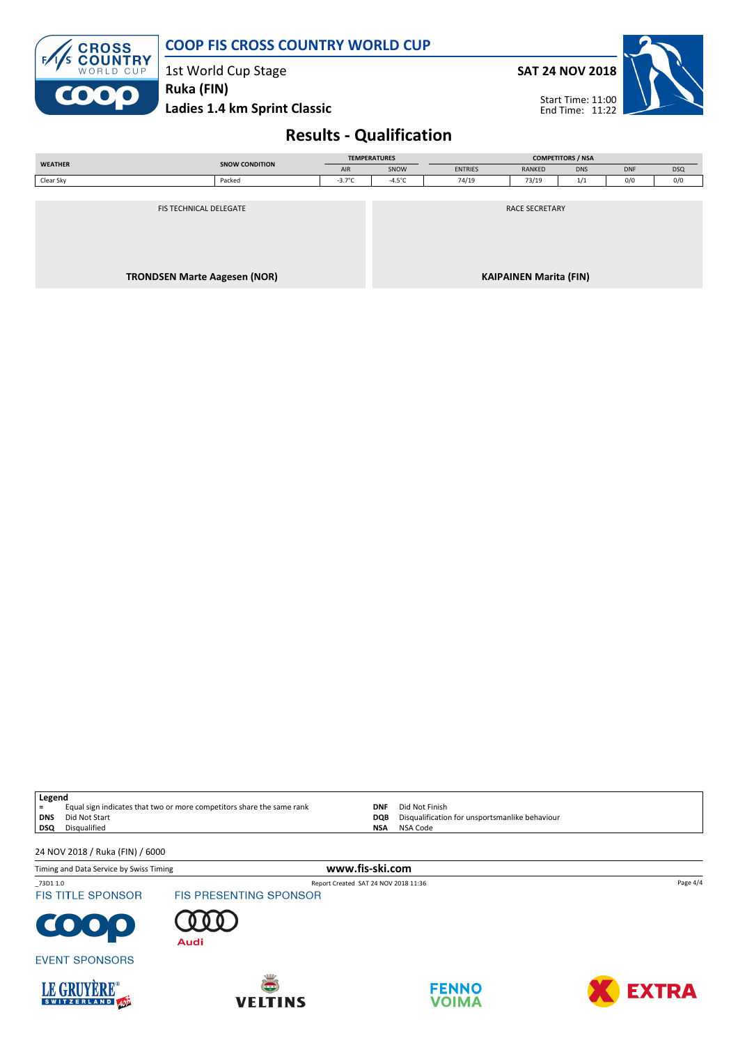# COOP FIS CROSS COUNTRY WORLD CUP

1st World Cup Stage

**Ruka (FIN)**

**Ladies 1.4 km Sprint Classic**

**SAT 24 NOV 2018**

Start Time: 11:00
End Time: 11:22

## Results - Qualification

| WEATHER | SNOW CONDITION | TEMPERATURES | | COMPETITORS / NSA | | | | |
|---|---|---|---|---|---|---|---|---|
| | | AIR | SNOW | ENTRIES | RANKED | DNS | DNF | DSQ |
| Clear Sky | Packed | -3.7°C | -4.5°C | 74/19 | 73/19 | 1/1 | 0/0 | 0/0 |

| FIS TECHNICAL DELEGATE | RACE SECRETARY |
|---|---|
| **TRONDSEN Marte Aagesen (NOR)** | **KAIPAINEN Marita (FIN)** |

**Legend**

| | | | |
|---|---|---|---|
| = | Equal sign indicates that two or more competitors share the same rank | **DNF** | Did Not Finish |
| **DNS** | Did Not Start | **DQB** | Disqualification for unsportsmanlike behaviour |
| **DSQ** | Disqualified | **NSA** | NSA Code |

24 NOV 2018 / Ruka (FIN) / 6000

Timing and Data Service by Swiss Timing

**www.fis-ski.com**

_73D1 1.0

Report Created SAT 24 NOV 2018 11:36

FIS TITLE SPONSOR

FIS PRESENTING SPONSOR

EVENT SPONSORS